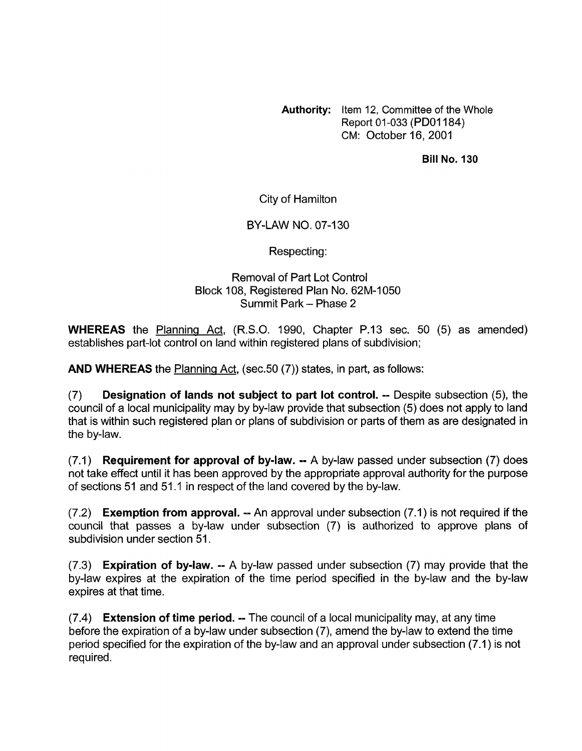**Authority:** Item 12, Committee of the Whole
Report 01-033 (PD01184)
CM: October 16, 2001

**Bill No. 130**

City of Hamilton

BY-LAW NO. 07-130

Respecting:

Removal of Part Lot Control
Block 108, Registered Plan No. 62M-1050
Summit Park – Phase 2

**WHEREAS** the Planning Act, (R.S.O. 1990, Chapter P.13 sec. 50 (5) as amended) establishes part-lot control on land within registered plans of subdivision;

**AND WHEREAS** the Planning Act, (sec.50 (7)) states, in part, as follows:

(7) **Designation of lands not subject to part lot control. --** Despite subsection (5), the council of a local municipality may by by-law provide that subsection (5) does not apply to land that is within such registered plan or plans of subdivision or parts of them as are designated in the by-law.

(7.1) **Requirement for approval of by-law. --** A by-law passed under subsection (7) does not take effect until it has been approved by the appropriate approval authority for the purpose of sections 51 and 51.1 in respect of the land covered by the by-law.

(7.2) **Exemption from approval. --** An approval under subsection (7.1) is not required if the council that passes a by-law under subsection (7) is authorized to approve plans of subdivision under section 51.

(7.3) **Expiration of by-law. --** A by-law passed under subsection (7) may provide that the by-law expires at the expiration of the time period specified in the by-law and the by-law expires at that time.

(7.4) **Extension of time period. --** The council of a local municipality may, at any time before the expiration of a by-law under subsection (7), amend the by-law to extend the time period specified for the expiration of the by-law and an approval under subsection (7.1) is not required.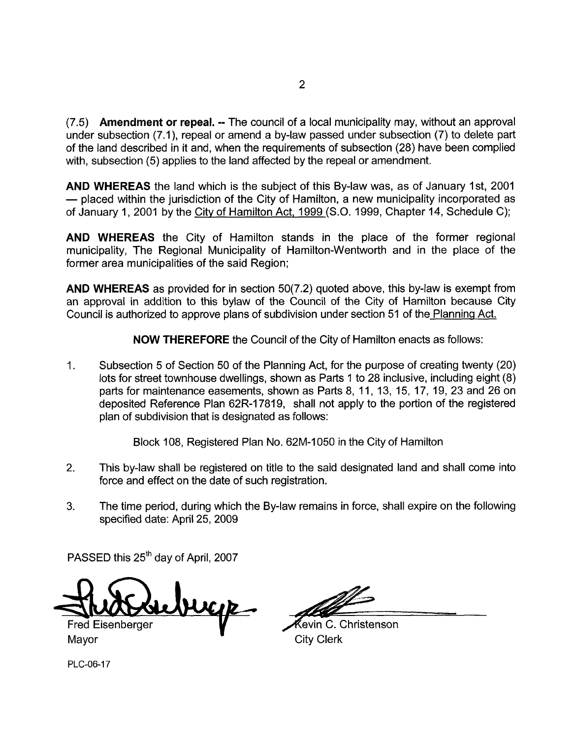(7.5) **Amendment or repeal.** -- The council of a local municipality may, without an approval under subsection (7.1), repeal or amend a by-law passed under subsection (7) to delete part of the land described in it and, when the requirements of subsection (28) have been complied with, subsection (5) applies to the land affected by the repeal or amendment.

**AND WHEREAS** the land which is the subject of this By-law was, as of January 1st, 2001 — placed within the jurisdiction of the City of Hamilton, a new municipality incorporated as of January 1, 2001 by the City of Hamilton Act, 1999 (S.O. 1999, Chapter 14, Schedule C);

**AND WHEREAS** the City of Hamilton stands in the place of the former regional municipality, The Regional Municipality of Hamilton-Wentworth and in the place of the former area municipalities of the said Region;

**AND WHEREAS** as provided for in section 50(7.2) quoted above, this by-law is exempt from an approval in addition to this bylaw of the Council of the City of Hamilton because City Council is authorized to approve plans of subdivision under section 51 of the Planning Act.

**NOW THEREFORE** the Council of the City of Hamilton enacts as follows:

1. Subsection 5 of Section 50 of the Planning Act, for the purpose of creating twenty (20) lots for street townhouse dwellings, shown as Parts 1 to 28 inclusive, including eight (8) parts for maintenance easements, shown as Parts 8, 11, 13, 15, 17, 19, 23 and 26 on deposited Reference Plan 62R-17819, shall not apply to the portion of the registered plan of subdivision that is designated as follows:

   Block 108, Registered Plan No. 62M-1050 in the City of Hamilton

2. This by-law shall be registered on title to the said designated land and shall come into force and effect on the date of such registration.

3. The time period, during which the By-law remains in force, shall expire on the following specified date: April 25, 2009

PASSED this 25th day of April, 2007

Fred Eisenberger
Mayor

Kevin C. Christenson
City Clerk

PLC-06-17